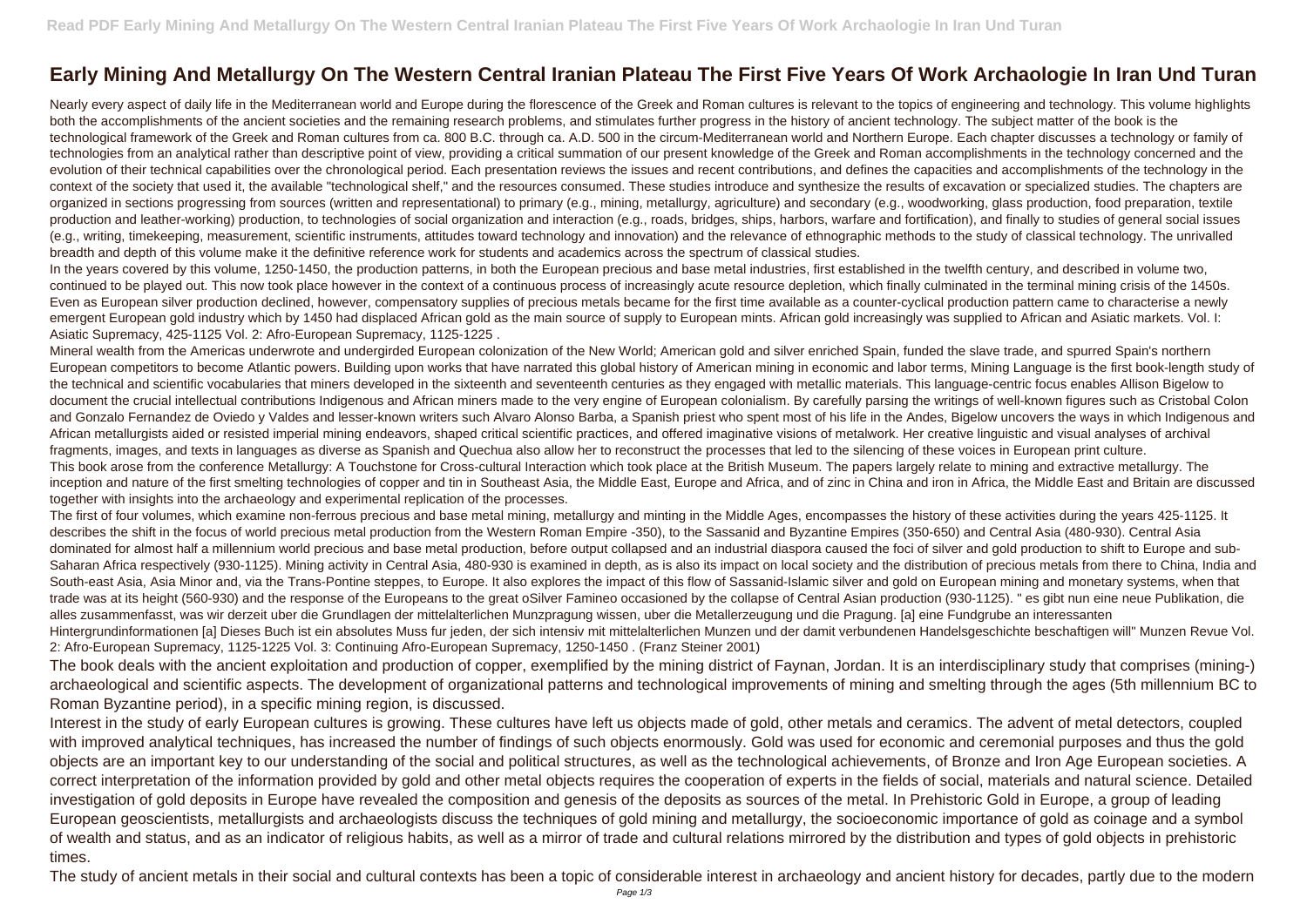# Early Mining And Metallurgy On The Western Central Iranian Plateau The First Five Years Of Work Archaologie In Iran Und Turan

Nearly every aspect of daily life in the Mediterranean world and Europe during the florescence of the Greek and Roman cultures is relevant to the topics of engineering and technology. This volume highlights both the accomplishments of the ancient societies and the remaining research problems, and stimulates further progress in the history of ancient technology. The subject matter of the book is the technological framework of the Greek and Roman cultures from ca. 800 B.C. through ca. A.D. 500 in the circum-Mediterranean world and Northern Europe. Each chapter discusses a technology or family of technologies from an analytical rather than descriptive point of view, providing a critical summation of our present knowledge of the Greek and Roman accomplishments in the technology concerned and the evolution of their technical capabilities over the chronological period. Each presentation reviews the issues and recent contributions, and defines the capacities and accomplishments of the technology in the context of the society that used it, the available "technological shelf," and the resources consumed. These studies introduce and synthesize the results of excavation or specialized studies. The chapters are organized in sections progressing from sources (written and representational) to primary (e.g., mining, metallurgy, agriculture) and secondary (e.g., woodworking, glass production, food preparation, textile production and leather-working) production, to technologies of social organization and interaction (e.g., roads, bridges, ships, harbors, warfare and fortification), and finally to studies of general social issues (e.g., writing, timekeeping, measurement, scientific instruments, attitudes toward technology and innovation) and the relevance of ethnographic methods to the study of classical technology. The unrivalled breadth and depth of this volume make it the definitive reference work for students and academics across the spectrum of classical studies.

In the years covered by this volume, 1250-1450, the production patterns, in both the European precious and base metal industries, first established in the twelfth century, and described in volume two, continued to be played out. This now took place however in the context of a continuous process of increasingly acute resource depletion, which finally culminated in the terminal mining crisis of the 1450s. Even as European silver production declined, however, compensatory supplies of precious metals became for the first time available as a counter-cyclical production pattern came to characterise a newly emergent European gold industry which by 1450 had displaced African gold as the main source of supply to European mints. African gold increasingly was supplied to African and Asiatic markets. Vol. I: Asiatic Supremacy, 425-1125 Vol. 2: Afro-European Supremacy, 1125-1225 .

Mineral wealth from the Americas underwrote and undergirded European colonization of the New World; American gold and silver enriched Spain, funded the slave trade, and spurred Spain's northern European competitors to become Atlantic powers. Building upon works that have narrated this global history of American mining in economic and labor terms, Mining Language is the first book-length study of the technical and scientific vocabularies that miners developed in the sixteenth and seventeenth centuries as they engaged with metallic materials. This language-centric focus enables Allison Bigelow to document the crucial intellectual contributions Indigenous and African miners made to the very engine of European colonialism. By carefully parsing the writings of well-known figures such as Cristobal Colon and Gonzalo Fernandez de Oviedo y Valdes and lesser-known writers such Alvaro Alonso Barba, a Spanish priest who spent most of his life in the Andes, Bigelow uncovers the ways in which Indigenous and African metallurgists aided or resisted imperial mining endeavors, shaped critical scientific practices, and offered imaginative visions of metalwork. Her creative linguistic and visual analyses of archival fragments, images, and texts in languages as diverse as Spanish and Quechua also allow her to reconstruct the processes that led to the silencing of these voices in European print culture.

This book arose from the conference Metallurgy: A Touchstone for Cross-cultural Interaction which took place at the British Museum. The papers largely relate to mining and extractive metallurgy. The inception and nature of the first smelting technologies of copper and tin in Southeast Asia, the Middle East, Europe and Africa, and of zinc in China and iron in Africa, the Middle East and Britain are discussed together with insights into the archaeology and experimental replication of the processes.

The first of four volumes, which examine non-ferrous precious and base metal mining, metallurgy and minting in the Middle Ages, encompasses the history of these activities during the years 425-1125. It describes the shift in the focus of world precious metal production from the Western Roman Empire -350), to the Sassanid and Byzantine Empires (350-650) and Central Asia (480-930). Central Asia dominated for almost half a millennium world precious and base metal production, before output collapsed and an industrial diaspora caused the foci of silver and gold production to shift to Europe and sub-Saharan Africa respectively (930-1125). Mining activity in Central Asia, 480-930 is examined in depth, as is also its impact on local society and the distribution of precious metals from there to China, India and South-east Asia, Asia Minor and, via the Trans-Pontine steppes, to Europe. It also explores the impact of this flow of Sassanid-Islamic silver and gold on European mining and monetary systems, when that trade was at its height (560-930) and the response of the Europeans to the great oSilver Famineo occasioned by the collapse of Central Asian production (930-1125). " es gibt nun eine neue Publikation, die alles zusammenfasst, was wir derzeit uber die Grundlagen der mittelalterlichen Munzpragung wissen, uber die Metallerzeugung und die Pragung. [a] eine Fundgrube an interessanten Hintergrundinformationen [a] Dieses Buch ist ein absolutes Muss fur jeden, der sich intensiv mit mittelalterlichen Munzen und der damit verbundenen Handelsgeschichte beschaftigen will" Munzen Revue Vol. 2: Afro-European Supremacy, 1125-1225 Vol. 3: Continuing Afro-European Supremacy, 1250-1450 . (Franz Steiner 2001)

The book deals with the ancient exploitation and production of copper, exemplified by the mining district of Faynan, Jordan. It is an interdisciplinary study that comprises (mining-) archaeological and scientific aspects. The development of organizational patterns and technological improvements of mining and smelting through the ages (5th millennium BC to Roman Byzantine period), in a specific mining region, is discussed.

Interest in the study of early European cultures is growing. These cultures have left us objects made of gold, other metals and ceramics. The advent of metal detectors, coupled with improved analytical techniques, has increased the number of findings of such objects enormously. Gold was used for economic and ceremonial purposes and thus the gold objects are an important key to our understanding of the social and political structures, as well as the technological achievements, of Bronze and Iron Age European societies. A correct interpretation of the information provided by gold and other metal objects requires the cooperation of experts in the fields of social, materials and natural science. Detailed investigation of gold deposits in Europe have revealed the composition and genesis of the deposits as sources of the metal. In Prehistoric Gold in Europe, a group of leading European geoscientists, metallurgists and archaeologists discuss the techniques of gold mining and metallurgy, the socioeconomic importance of gold as coinage and a symbol of wealth and status, and as an indicator of religious habits, as well as a mirror of trade and cultural relations mirrored by the distribution and types of gold objects in prehistoric times.

The study of ancient metals in their social and cultural contexts has been a topic of considerable interest in archaeology and ancient history for decades, partly due to the modern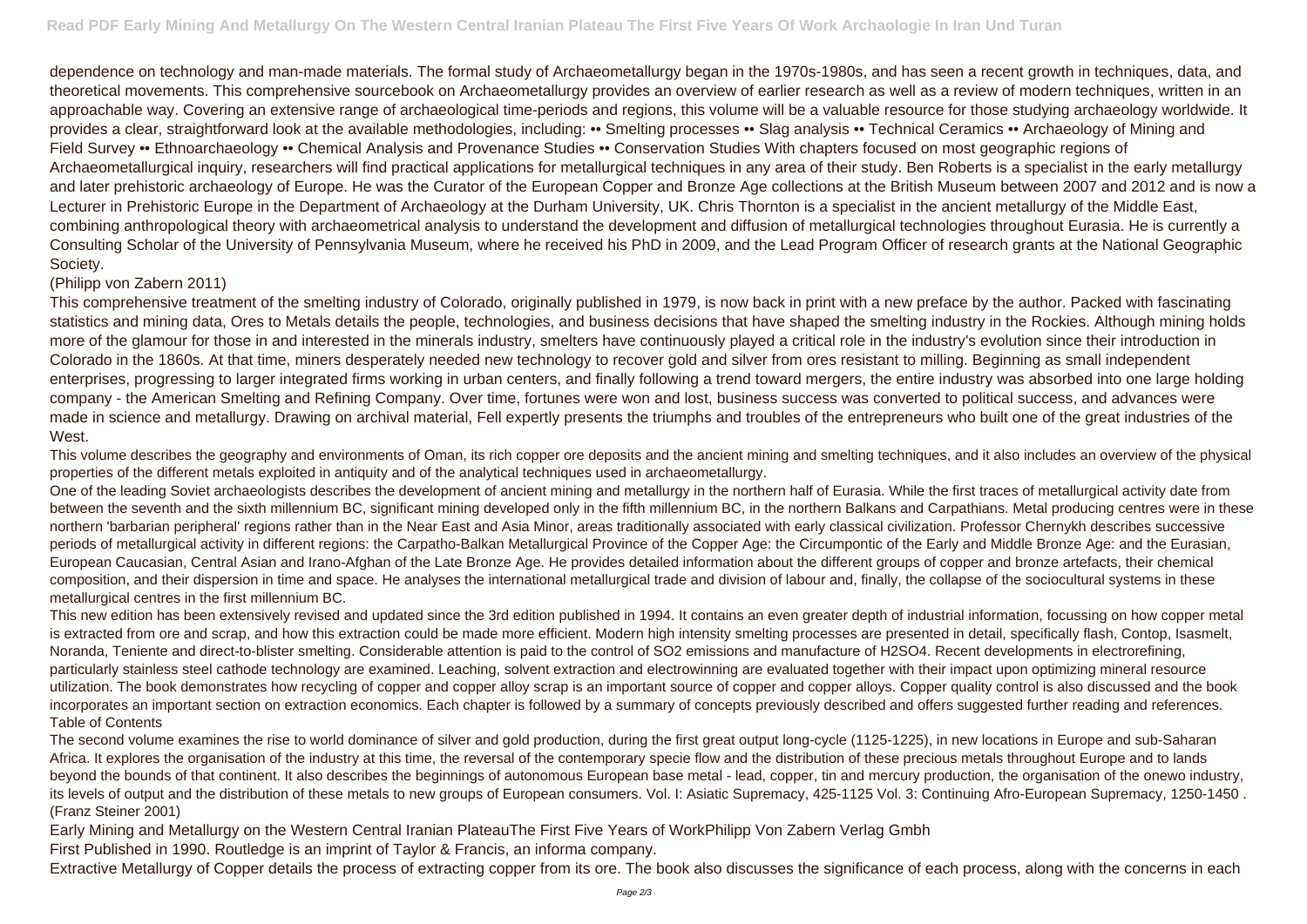dependence on technology and man-made materials. The formal study of Archaeometallurgy began in the 1970s-1980s, and has seen a recent growth in techniques, data, and theoretical movements. This comprehensive sourcebook on Archaeometallurgy provides an overview of earlier research as well as a review of modern techniques, written in an approachable way. Covering an extensive range of archaeological time-periods and regions, this volume will be a valuable resource for those studying archaeology worldwide. It provides a clear, straightforward look at the available methodologies, including: •• Smelting processes •• Slag analysis •• Technical Ceramics •• Archaeology of Mining and Field Survey •• Ethnoarchaeology •• Chemical Analysis and Provenance Studies •• Conservation Studies With chapters focused on most geographic regions of Archaeometallurgical inquiry, researchers will find practical applications for metallurgical techniques in any area of their study. Ben Roberts is a specialist in the early metallurgy and later prehistoric archaeology of Europe. He was the Curator of the European Copper and Bronze Age collections at the British Museum between 2007 and 2012 and is now a Lecturer in Prehistoric Europe in the Department of Archaeology at the Durham University, UK. Chris Thornton is a specialist in the ancient metallurgy of the Middle East, combining anthropological theory with archaeometrical analysis to understand the development and diffusion of metallurgical technologies throughout Eurasia. He is currently a Consulting Scholar of the University of Pennsylvania Museum, where he received his PhD in 2009, and the Lead Program Officer of research grants at the National Geographic Society.

(Philipp von Zabern 2011)

This comprehensive treatment of the smelting industry of Colorado, originally published in 1979, is now back in print with a new preface by the author. Packed with fascinating statistics and mining data, Ores to Metals details the people, technologies, and business decisions that have shaped the smelting industry in the Rockies. Although mining holds more of the glamour for those in and interested in the minerals industry, smelters have continuously played a critical role in the industry's evolution since their introduction in Colorado in the 1860s. At that time, miners desperately needed new technology to recover gold and silver from ores resistant to milling. Beginning as small independent enterprises, progressing to larger integrated firms working in urban centers, and finally following a trend toward mergers, the entire industry was absorbed into one large holding company - the American Smelting and Refining Company. Over time, fortunes were won and lost, business success was converted to political success, and advances were made in science and metallurgy. Drawing on archival material, Fell expertly presents the triumphs and troubles of the entrepreneurs who built one of the great industries of the West.

This volume describes the geography and environments of Oman, its rich copper ore deposits and the ancient mining and smelting techniques, and it also includes an overview of the physical properties of the different metals exploited in antiquity and of the analytical techniques used in archaeometallurgy.

One of the leading Soviet archaeologists describes the development of ancient mining and metallurgy in the northern half of Eurasia. While the first traces of metallurgical activity date from between the seventh and the sixth millennium BC, significant mining developed only in the fifth millennium BC, in the northern Balkans and Carpathians. Metal producing centres were in these northern 'barbarian peripheral' regions rather than in the Near East and Asia Minor, areas traditionally associated with early classical civilization. Professor Chernykh describes successive periods of metallurgical activity in different regions: the Carpatho-Balkan Metallurgical Province of the Copper Age: the Circumpontic of the Early and Middle Bronze Age: and the Eurasian, European Caucasian, Central Asian and Irano-Afghan of the Late Bronze Age. He provides detailed information about the different groups of copper and bronze artefacts, their chemical composition, and their dispersion in time and space. He analyses the international metallurgical trade and division of labour and, finally, the collapse of the sociocultural systems in these metallurgical centres in the first millennium BC.

This new edition has been extensively revised and updated since the 3rd edition published in 1994. It contains an even greater depth of industrial information, focussing on how copper metal is extracted from ore and scrap, and how this extraction could be made more efficient. Modern high intensity smelting processes are presented in detail, specifically flash, Contop, Isasmelt, Noranda, Teniente and direct-to-blister smelting. Considerable attention is paid to the control of $SO_2$ emissions and manufacture of $H_2SO_4$. Recent developments in electrorefining, particularly stainless steel cathode technology are examined. Leaching, solvent extraction and electrowinning are evaluated together with their impact upon optimizing mineral resource utilization. The book demonstrates how recycling of copper and copper alloy scrap is an important source of copper and copper alloys. Copper quality control is also discussed and the book incorporates an important section on extraction economics. Each chapter is followed by a summary of concepts previously described and offers suggested further reading and references.
Table of Contents

The second volume examines the rise to world dominance of silver and gold production, during the first great output long-cycle (1125-1225), in new locations in Europe and sub-Saharan Africa. It explores the organisation of the industry at this time, the reversal of the contemporary specie flow and the distribution of these precious metals throughout Europe and to lands beyond the bounds of that continent. It also describes the beginnings of autonomous European base metal - lead, copper, tin and mercury production, the organisation of the onewo industry, its levels of output and the distribution of these metals to new groups of European consumers. Vol. I: Asiatic Supremacy, 425-1125 Vol. 3: Continuing Afro-European Supremacy, 1250-1450 . (Franz Steiner 2001)

Early Mining and Metallurgy on the Western Central Iranian PlateauThe First Five Years of WorkPhilipp Von Zabern Verlag Gmbh

First Published in 1990. Routledge is an imprint of Taylor & Francis, an informa company.

Extractive Metallurgy of Copper details the process of extracting copper from its ore. The book also discusses the significance of each process, along with the concerns in each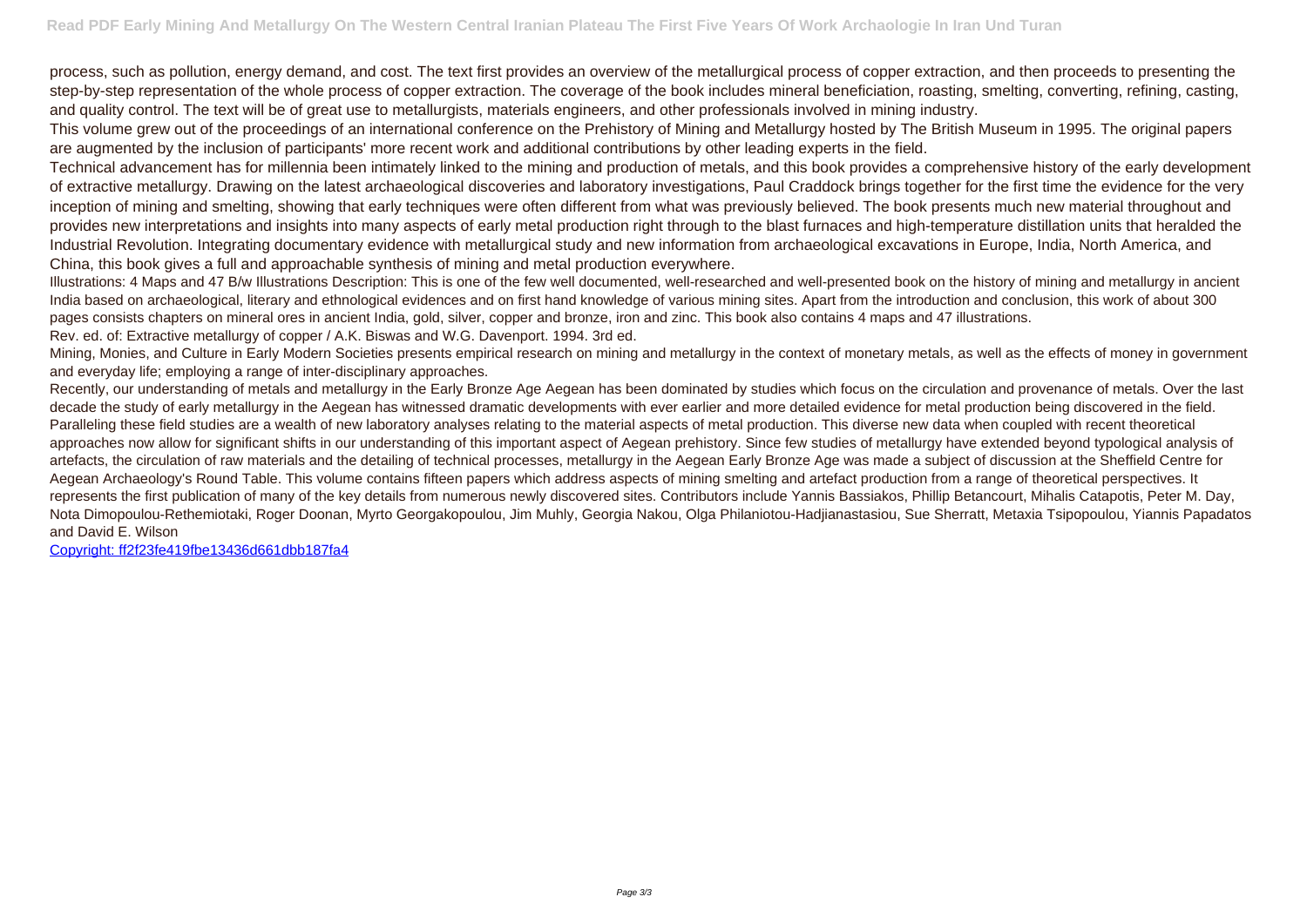process, such as pollution, energy demand, and cost. The text first provides an overview of the metallurgical process of copper extraction, and then proceeds to presenting the step-by-step representation of the whole process of copper extraction. The coverage of the book includes mineral beneficiation, roasting, smelting, converting, refining, casting, and quality control. The text will be of great use to metallurgists, materials engineers, and other professionals involved in mining industry.

This volume grew out of the proceedings of an international conference on the Prehistory of Mining and Metallurgy hosted by The British Museum in 1995. The original papers are augmented by the inclusion of participants' more recent work and additional contributions by other leading experts in the field.

Technical advancement has for millennia been intimately linked to the mining and production of metals, and this book provides a comprehensive history of the early development of extractive metallurgy. Drawing on the latest archaeological discoveries and laboratory investigations, Paul Craddock brings together for the first time the evidence for the very inception of mining and smelting, showing that early techniques were often different from what was previously believed. The book presents much new material throughout and provides new interpretations and insights into many aspects of early metal production right through to the blast furnaces and high-temperature distillation units that heralded the Industrial Revolution. Integrating documentary evidence with metallurgical study and new information from archaeological excavations in Europe, India, North America, and China, this book gives a full and approachable synthesis of mining and metal production everywhere.

Illustrations: 4 Maps and 47 B/w Illustrations Description: This is one of the few well documented, well-researched and well-presented book on the history of mining and metallurgy in ancient India based on archaeological, literary and ethnological evidences and on first hand knowledge of various mining sites. Apart from the introduction and conclusion, this work of about 300 pages consists chapters on mineral ores in ancient India, gold, silver, copper and bronze, iron and zinc. This book also contains 4 maps and 47 illustrations.

Rev. ed. of: Extractive metallurgy of copper / A.K. Biswas and W.G. Davenport. 1994. 3rd ed.

Mining, Monies, and Culture in Early Modern Societies presents empirical research on mining and metallurgy in the context of monetary metals, as well as the effects of money in government and everyday life; employing a range of inter-disciplinary approaches.

Recently, our understanding of metals and metallurgy in the Early Bronze Age Aegean has been dominated by studies which focus on the circulation and provenance of metals. Over the last decade the study of early metallurgy in the Aegean has witnessed dramatic developments with ever earlier and more detailed evidence for metal production being discovered in the field. Paralleling these field studies are a wealth of new laboratory analyses relating to the material aspects of metal production. This diverse new data when coupled with recent theoretical approaches now allow for significant shifts in our understanding of this important aspect of Aegean prehistory. Since few studies of metallurgy have extended beyond typological analysis of artefacts, the circulation of raw materials and the detailing of technical processes, metallurgy in the Aegean Early Bronze Age was made a subject of discussion at the Sheffield Centre for Aegean Archaeology's Round Table. This volume contains fifteen papers which address aspects of mining smelting and artefact production from a range of theoretical perspectives. It represents the first publication of many of the key details from numerous newly discovered sites. Contributors include Yannis Bassiakos, Phillip Betancourt, Mihalis Catapotis, Peter M. Day, Nota Dimopoulou-Rethemiotaki, Roger Doonan, Myrto Georgakopoulou, Jim Muhly, Georgia Nakou, Olga Philaniotou-Hadjianastasiou, Sue Sherratt, Metaxia Tsipopoulou, Yiannis Papadatos and David E. Wilson

Copyright: ff2f23fe419fbe13436d661dbb187fa4